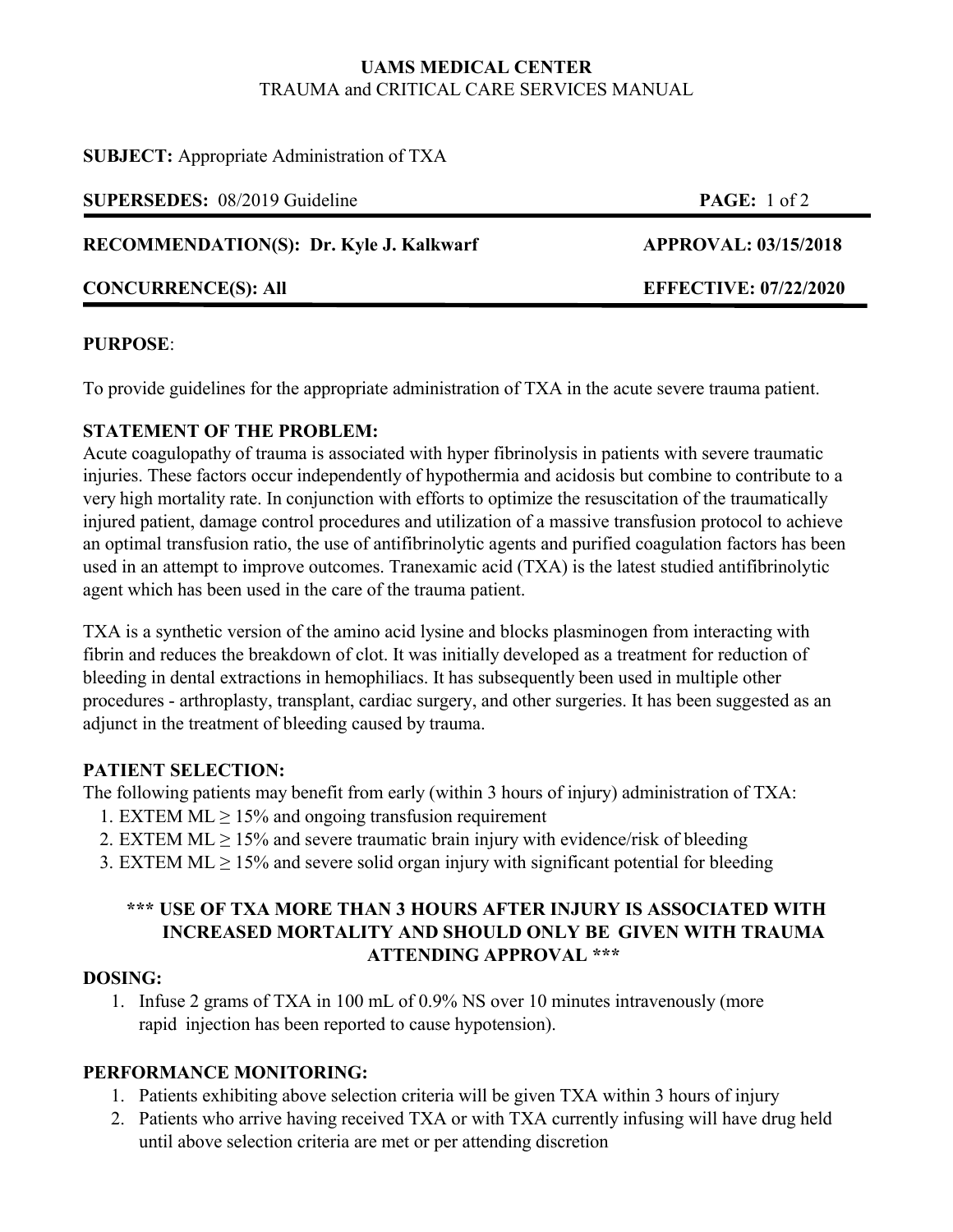**UAMS MEDICAL CENTER**
TRAUMA and CRITICAL CARE SERVICES MANUAL

**SUBJECT:** Appropriate Administration of TXA

**SUPERSEDES:** 08/2019 Guideline

**RECOMMENDATION(S): Dr. Kyle J. Kalkwarf** — **APPROVAL: 03/15/2018**

**CONCURRENCE(S): All** — **EFFECTIVE: 07/22/2020**

---

## PURPOSE:

To provide guidelines for the appropriate administration of TXA in the acute severe trauma patient.

## STATEMENT OF THE PROBLEM:

Acute coagulopathy of trauma is associated with hyper fibrinolysis in patients with severe traumatic injuries. These factors occur independently of hypothermia and acidosis but combine to contribute to a very high mortality rate. In conjunction with efforts to optimize the resuscitation of the traumatically injured patient, damage control procedures and utilization of a massive transfusion protocol to achieve an optimal transfusion ratio, the use of antifibrinolytic agents and purified coagulation factors has been used in an attempt to improve outcomes. Tranexamic acid (TXA) is the latest studied antifibrinolytic agent which has been used in the care of the trauma patient.

TXA is a synthetic version of the amino acid lysine and blocks plasminogen from interacting with fibrin and reduces the breakdown of clot. It was initially developed as a treatment for reduction of bleeding in dental extractions in hemophiliacs. It has subsequently been used in multiple other procedures - arthroplasty, transplant, cardiac surgery, and other surgeries. It has been suggested as an adjunct in the treatment of bleeding caused by trauma.

## PATIENT SELECTION:

The following patients may benefit from early (within 3 hours of injury) administration of TXA:

1. EXTEM ML ≥ 15% and ongoing transfusion requirement
2. EXTEM ML ≥ 15% and severe traumatic brain injury with evidence/risk of bleeding
3. EXTEM ML ≥ 15% and severe solid organ injury with significant potential for bleeding

**\*\*\* USE OF TXA MORE THAN 3 HOURS AFTER INJURY IS ASSOCIATED WITH INCREASED MORTALITY AND SHOULD ONLY BE GIVEN WITH TRAUMA ATTENDING APPROVAL \*\*\***

## DOSING:

1. Infuse 2 grams of TXA in 100 mL of 0.9% NS over 10 minutes intravenously (more rapid injection has been reported to cause hypotension).

## PERFORMANCE MONITORING:

1. Patients exhibiting above selection criteria will be given TXA within 3 hours of injury
2. Patients who arrive having received TXA or with TXA currently infusing will have drug held until above selection criteria are met or per attending discretion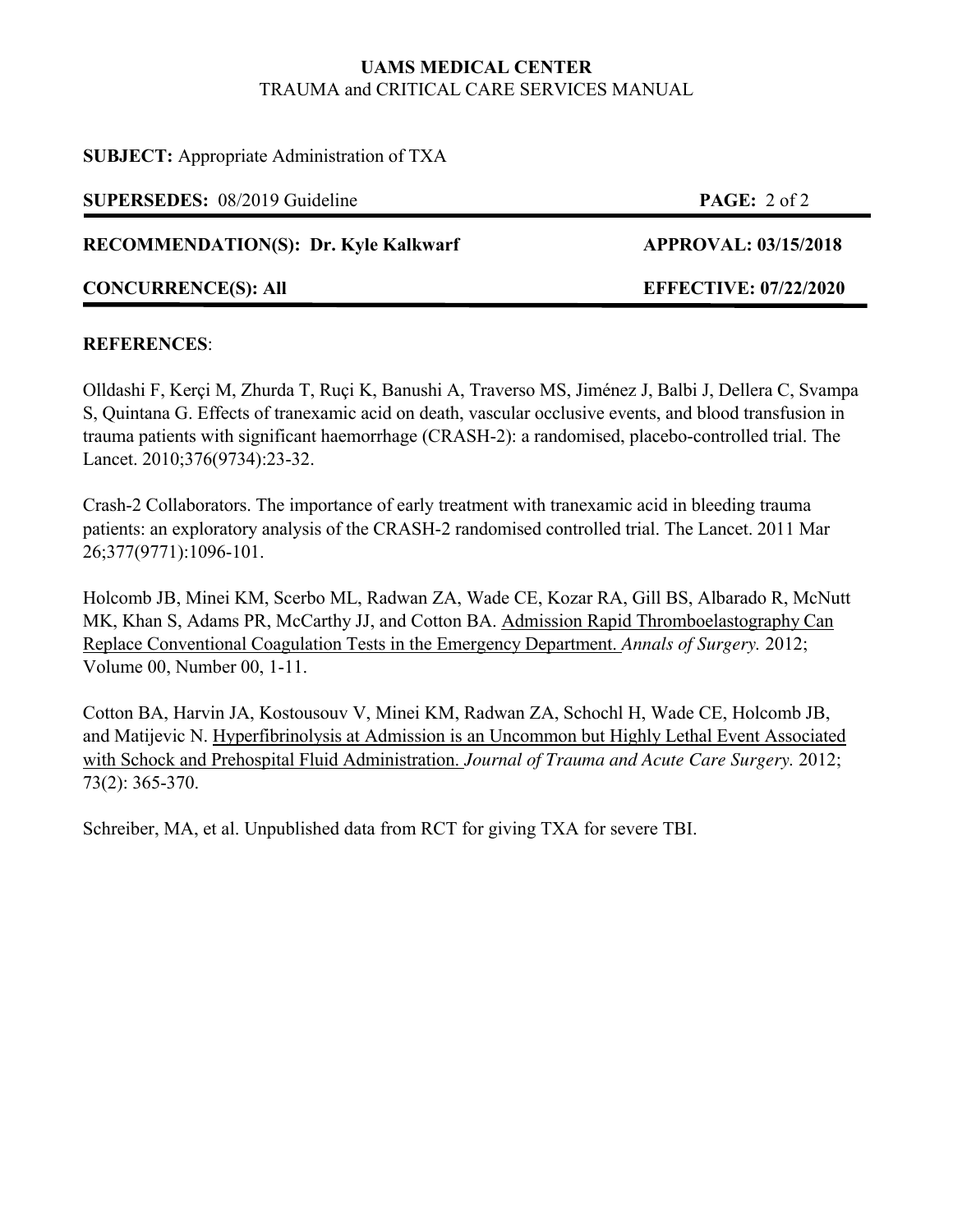**UAMS MEDICAL CENTER**
TRAUMA and CRITICAL CARE SERVICES MANUAL

**SUBJECT:** Appropriate Administration of TXA

**SUPERSEDES:** 08/2019 Guideline

**RECOMMENDATION(S): Dr. Kyle Kalkwarf** **APPROVAL: 03/15/2018**

**CONCURRENCE(S): All** **EFFECTIVE: 07/22/2020**

**REFERENCES**:

Olldashi F, Kerçi M, Zhurda T, Ruçi K, Banushi A, Traverso MS, Jiménez J, Balbi J, Dellera C, Svampa S, Quintana G. Effects of tranexamic acid on death, vascular occlusive events, and blood transfusion in trauma patients with significant haemorrhage (CRASH-2): a randomised, placebo-controlled trial. The Lancet. 2010;376(9734):23-32.

Crash-2 Collaborators. The importance of early treatment with tranexamic acid in bleeding trauma patients: an exploratory analysis of the CRASH-2 randomised controlled trial. The Lancet. 2011 Mar 26;377(9771):1096-101.

Holcomb JB, Minei KM, Scerbo ML, Radwan ZA, Wade CE, Kozar RA, Gill BS, Albarado R, McNutt MK, Khan S, Adams PR, McCarthy JJ, and Cotton BA. Admission Rapid Thromboelastography Can Replace Conventional Coagulation Tests in the Emergency Department. *Annals of Surgery.* 2012; Volume 00, Number 00, 1-11.

Cotton BA, Harvin JA, Kostousouv V, Minei KM, Radwan ZA, Schochl H, Wade CE, Holcomb JB, and Matijevic N. Hyperfibrinolysis at Admission is an Uncommon but Highly Lethal Event Associated with Schock and Prehospital Fluid Administration. *Journal of Trauma and Acute Care Surgery.* 2012; 73(2): 365-370.

Schreiber, MA, et al. Unpublished data from RCT for giving TXA for severe TBI.